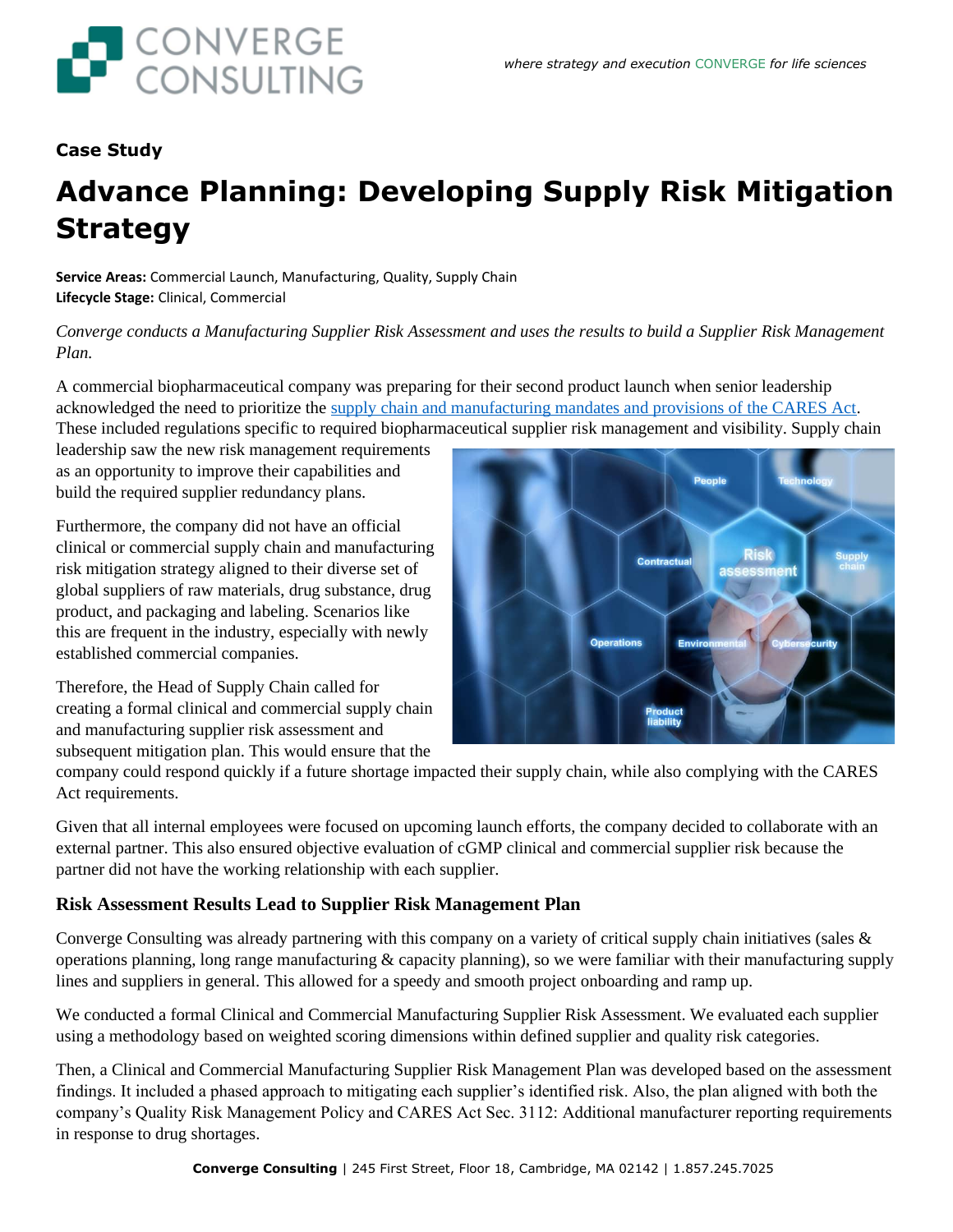# Case Study

## Advance Planning: Developing Supply Risk Mitigation Strategy

**Service Areas:** Commercial Launch, Manufacturing, Quality, Supply Chain
**Lifecycle Stage:** Clinical, Commercial

*Converge conducts a Manufacturing Supplier Risk Assessment and uses the results to build a Supplier Risk Management Plan.*

A commercial biopharmaceutical company was preparing for their second product launch when senior leadership acknowledged the need to prioritize the supply chain and manufacturing mandates and provisions of the CARES Act. These included regulations specific to required biopharmaceutical supplier risk management and visibility. Supply chain leadership saw the new risk management requirements as an opportunity to improve their capabilities and build the required supplier redundancy plans.

Furthermore, the company did not have an official clinical or commercial supply chain and manufacturing risk mitigation strategy aligned to their diverse set of global suppliers of raw materials, drug substance, drug product, and packaging and labeling. Scenarios like this are frequent in the industry, especially with newly established commercial companies.

Therefore, the Head of Supply Chain called for creating a formal clinical and commercial supply chain and manufacturing supplier risk assessment and subsequent mitigation plan. This would ensure that the company could respond quickly if a future shortage impacted their supply chain, while also complying with the CARES Act requirements.

Given that all internal employees were focused on upcoming launch efforts, the company decided to collaborate with an external partner. This also ensured objective evaluation of cGMP clinical and commercial supplier risk because the partner did not have the working relationship with each supplier.

### Risk Assessment Results Lead to Supplier Risk Management Plan

Converge Consulting was already partnering with this company on a variety of critical supply chain initiatives (sales & operations planning, long range manufacturing & capacity planning), so we were familiar with their manufacturing supply lines and suppliers in general. This allowed for a speedy and smooth project onboarding and ramp up.

We conducted a formal Clinical and Commercial Manufacturing Supplier Risk Assessment. We evaluated each supplier using a methodology based on weighted scoring dimensions within defined supplier and quality risk categories.

Then, a Clinical and Commercial Manufacturing Supplier Risk Management Plan was developed based on the assessment findings. It included a phased approach to mitigating each supplier's identified risk. Also, the plan aligned with both the company's Quality Risk Management Policy and CARES Act Sec. 3112: Additional manufacturer reporting requirements in response to drug shortages.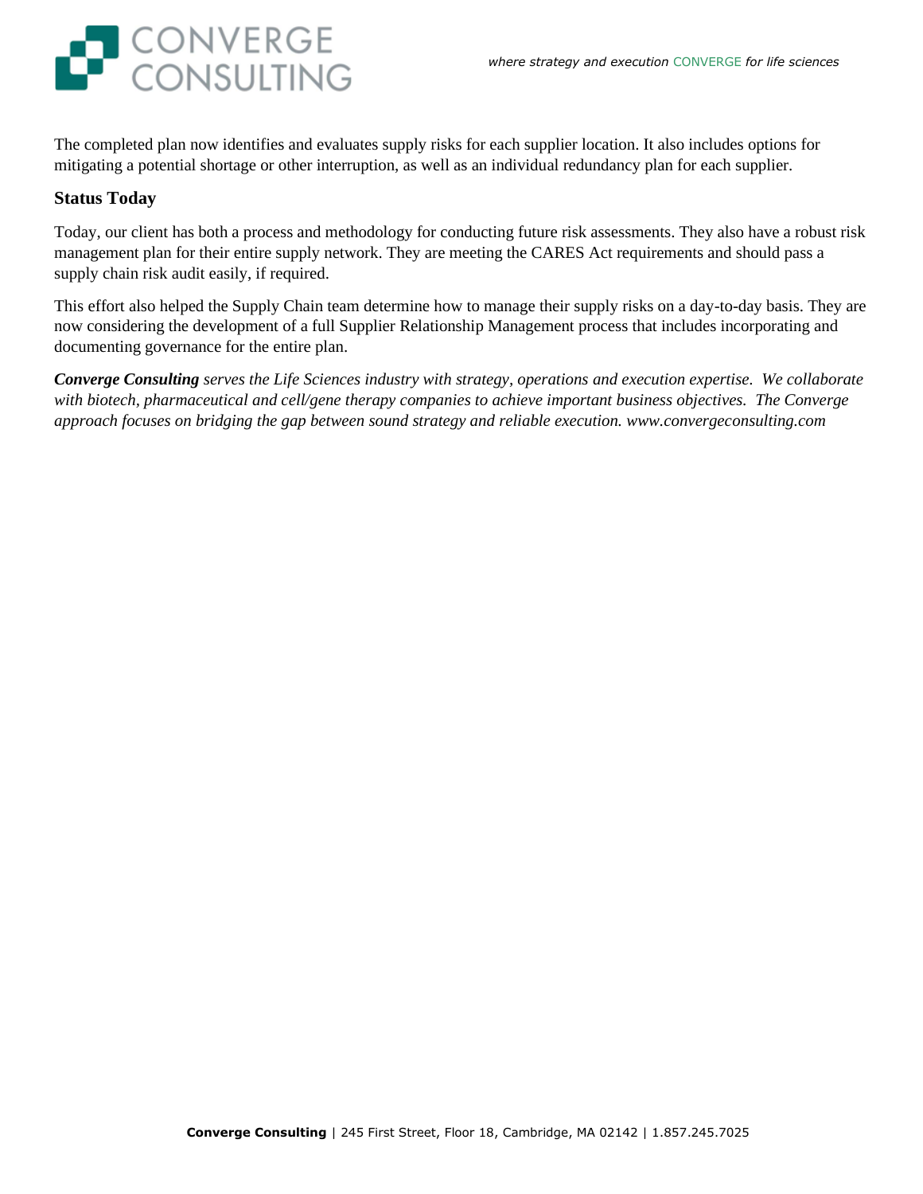The completed plan now identifies and evaluates supply risks for each supplier location. It also includes options for mitigating a potential shortage or other interruption, as well as an individual redundancy plan for each supplier.

### Status Today

Today, our client has both a process and methodology for conducting future risk assessments. They also have a robust risk management plan for their entire supply network. They are meeting the CARES Act requirements and should pass a supply chain risk audit easily, if required.

This effort also helped the Supply Chain team determine how to manage their supply risks on a day-to-day basis. They are now considering the development of a full Supplier Relationship Management process that includes incorporating and documenting governance for the entire plan.

***Converge Consulting*** *serves the Life Sciences industry with strategy, operations and execution expertise. We collaborate with biotech, pharmaceutical and cell/gene therapy companies to achieve important business objectives. The Converge approach focuses on bridging the gap between sound strategy and reliable execution. www.convergeconsulting.com*